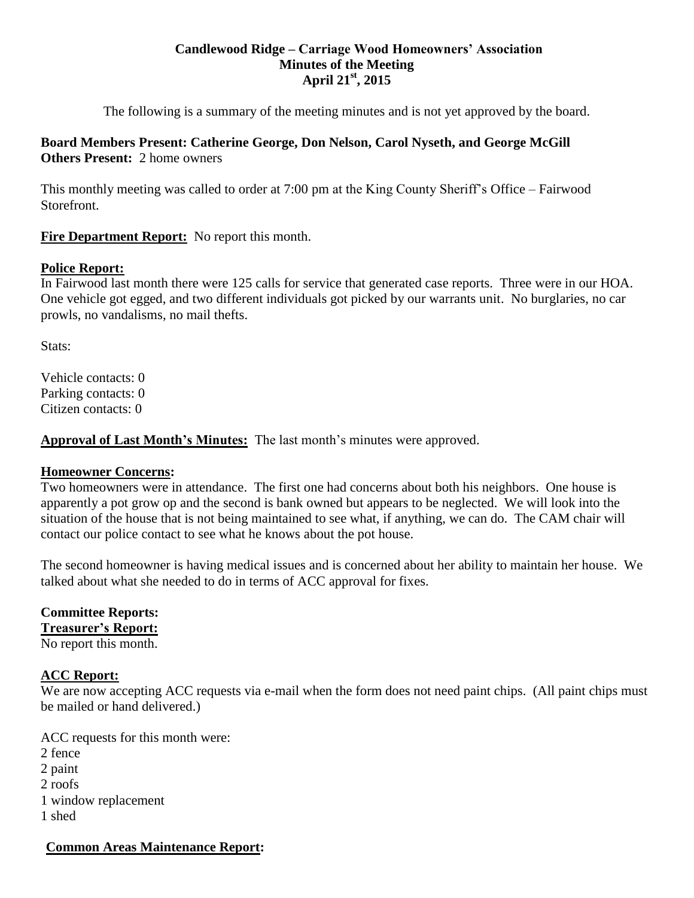# Candlewood Ridge – Carriage Wood Homeowners' Association
## Minutes of the Meeting
## April 21st, 2015

The following is a summary of the meeting minutes and is not yet approved by the board.

**Board Members Present: Catherine George, Don Nelson, Carol Nyseth, and George McGill**
**Others Present:** 2 home owners

This monthly meeting was called to order at 7:00 pm at the King County Sheriff's Office – Fairwood Storefront.

**Fire Department Report:** No report this month.

**Police Report:**
In Fairwood last month there were 125 calls for service that generated case reports. Three were in our HOA. One vehicle got egged, and two different individuals got picked by our warrants unit. No burglaries, no car prowls, no vandalisms, no mail thefts.

Stats:

Vehicle contacts: 0
Parking contacts: 0
Citizen contacts: 0

**Approval of Last Month's Minutes:** The last month's minutes were approved.

**Homeowner Concerns:**
Two homeowners were in attendance. The first one had concerns about both his neighbors. One house is apparently a pot grow op and the second is bank owned but appears to be neglected. We will look into the situation of the house that is not being maintained to see what, if anything, we can do. The CAM chair will contact our police contact to see what he knows about the pot house.

The second homeowner is having medical issues and is concerned about her ability to maintain her house. We talked about what she needed to do in terms of ACC approval for fixes.

**Committee Reports:**
**Treasurer's Report:**
No report this month.

**ACC Report:**
We are now accepting ACC requests via e-mail when the form does not need paint chips. (All paint chips must be mailed or hand delivered.)

ACC requests for this month were:
2 fence
2 paint
2 roofs
1 window replacement
1 shed

**Common Areas Maintenance Report:**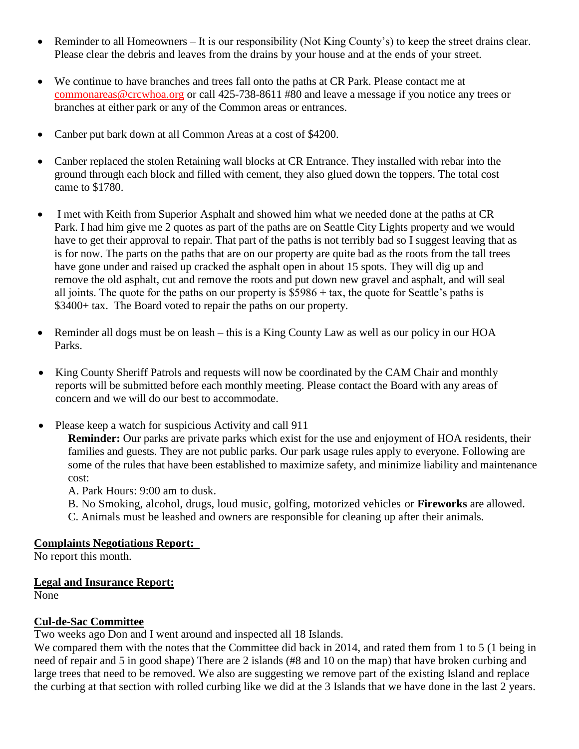- Reminder to all Homeowners – It is our responsibility (Not King County's) to keep the street drains clear. Please clear the debris and leaves from the drains by your house and at the ends of your street.

- We continue to have branches and trees fall onto the paths at CR Park. Please contact me at commonareas@crcwhoa.org or call 425-738-8611 #80 and leave a message if you notice any trees or branches at either park or any of the Common areas or entrances.

- Canber put bark down at all Common Areas at a cost of $4200.

- Canber replaced the stolen Retaining wall blocks at CR Entrance. They installed with rebar into the ground through each block and filled with cement, they also glued down the toppers. The total cost came to $1780.

- I met with Keith from Superior Asphalt and showed him what we needed done at the paths at CR Park. I had him give me 2 quotes as part of the paths are on Seattle City Lights property and we would have to get their approval to repair. That part of the paths is not terribly bad so I suggest leaving that as is for now. The parts on the paths that are on our property are quite bad as the roots from the tall trees have gone under and raised up cracked the asphalt open in about 15 spots. They will dig up and remove the old asphalt, cut and remove the roots and put down new gravel and asphalt, and will seal all joints. The quote for the paths on our property is $5986 + tax, the quote for Seattle's paths is $3400+ tax. The Board voted to repair the paths on our property.

- Reminder all dogs must be on leash – this is a King County Law as well as our policy in our HOA Parks.

- King County Sheriff Patrols and requests will now be coordinated by the CAM Chair and monthly reports will be submitted before each monthly meeting. Please contact the Board with any areas of concern and we will do our best to accommodate.

- Please keep a watch for suspicious Activity and call 911

  **Reminder:** Our parks are private parks which exist for the use and enjoyment of HOA residents, their families and guests. They are not public parks. Our park usage rules apply to everyone. Following are some of the rules that have been established to maximize safety, and minimize liability and maintenance cost:

  A. Park Hours: 9:00 am to dusk.

  B. No Smoking, alcohol, drugs, loud music, golfing, motorized vehicles or **Fireworks** are allowed.

  C. Animals must be leashed and owners are responsible for cleaning up after their animals.

## Complaints Negotiations Report:

No report this month.

## Legal and Insurance Report:

None

## Cul-de-Sac Committee

Two weeks ago Don and I went around and inspected all 18 Islands.

We compared them with the notes that the Committee did back in 2014, and rated them from 1 to 5 (1 being in need of repair and 5 in good shape) There are 2 islands (#8 and 10 on the map) that have broken curbing and large trees that need to be removed. We also are suggesting we remove part of the existing Island and replace the curbing at that section with rolled curbing like we did at the 3 Islands that we have done in the last 2 years.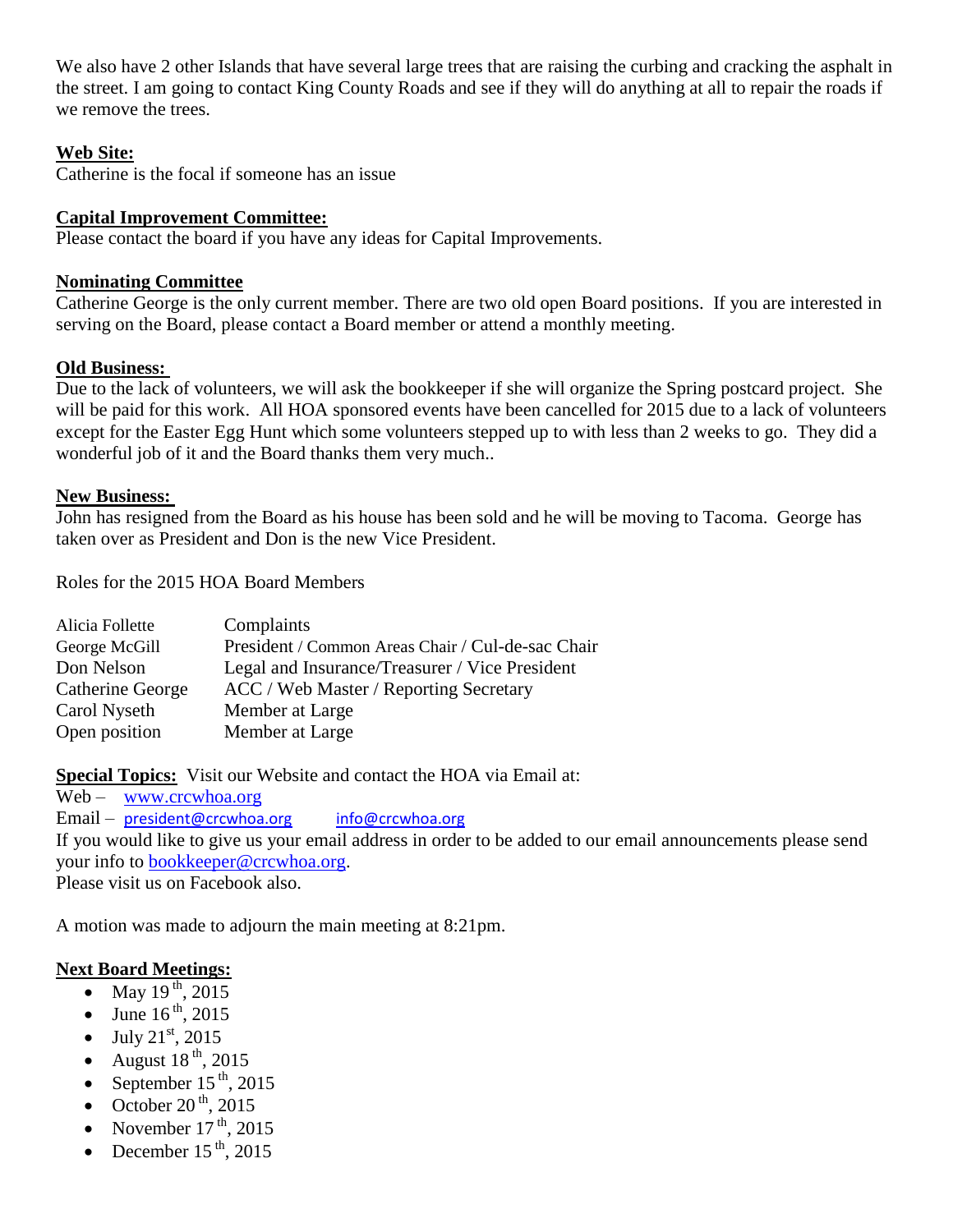We also have 2 other Islands that have several large trees that are raising the curbing and cracking the asphalt in the street. I am going to contact King County Roads and see if they will do anything at all to repair the roads if we remove the trees.

**Web Site:**
Catherine is the focal if someone has an issue

**Capital Improvement Committee:**
Please contact the board if you have any ideas for Capital Improvements.

**Nominating Committee**
Catherine George is the only current member. There are two old open Board positions. If you are interested in serving on the Board, please contact a Board member or attend a monthly meeting.

**Old Business:**
Due to the lack of volunteers, we will ask the bookkeeper if she will organize the Spring postcard project. She will be paid for this work. All HOA sponsored events have been cancelled for 2015 due to a lack of volunteers except for the Easter Egg Hunt which some volunteers stepped up to with less than 2 weeks to go. They did a wonderful job of it and the Board thanks them very much..

**New Business:**
John has resigned from the Board as his house has been sold and he will be moving to Tacoma. George has taken over as President and Don is the new Vice President.

Roles for the 2015 HOA Board Members

| | |
|---|---|
| Alicia Follette | Complaints |
| George McGill | President / Common Areas Chair / Cul-de-sac Chair |
| Don Nelson | Legal and Insurance/Treasurer / Vice President |
| Catherine George | ACC / Web Master / Reporting Secretary |
| Carol Nyseth | Member at Large |
| Open position | Member at Large |

**Special Topics:** Visit our Website and contact the HOA via Email at:
Web – www.crcwhoa.org
Email – president@crcwhoa.org info@crcwhoa.org
If you would like to give us your email address in order to be added to our email announcements please send your info to bookkeeper@crcwhoa.org.
Please visit us on Facebook also.

A motion was made to adjourn the main meeting at 8:21pm.

**Next Board Meetings:**

- May 19th, 2015
- June 16th, 2015
- July 21st, 2015
- August 18th, 2015
- September 15th, 2015
- October 20th, 2015
- November 17th, 2015
- December 15th, 2015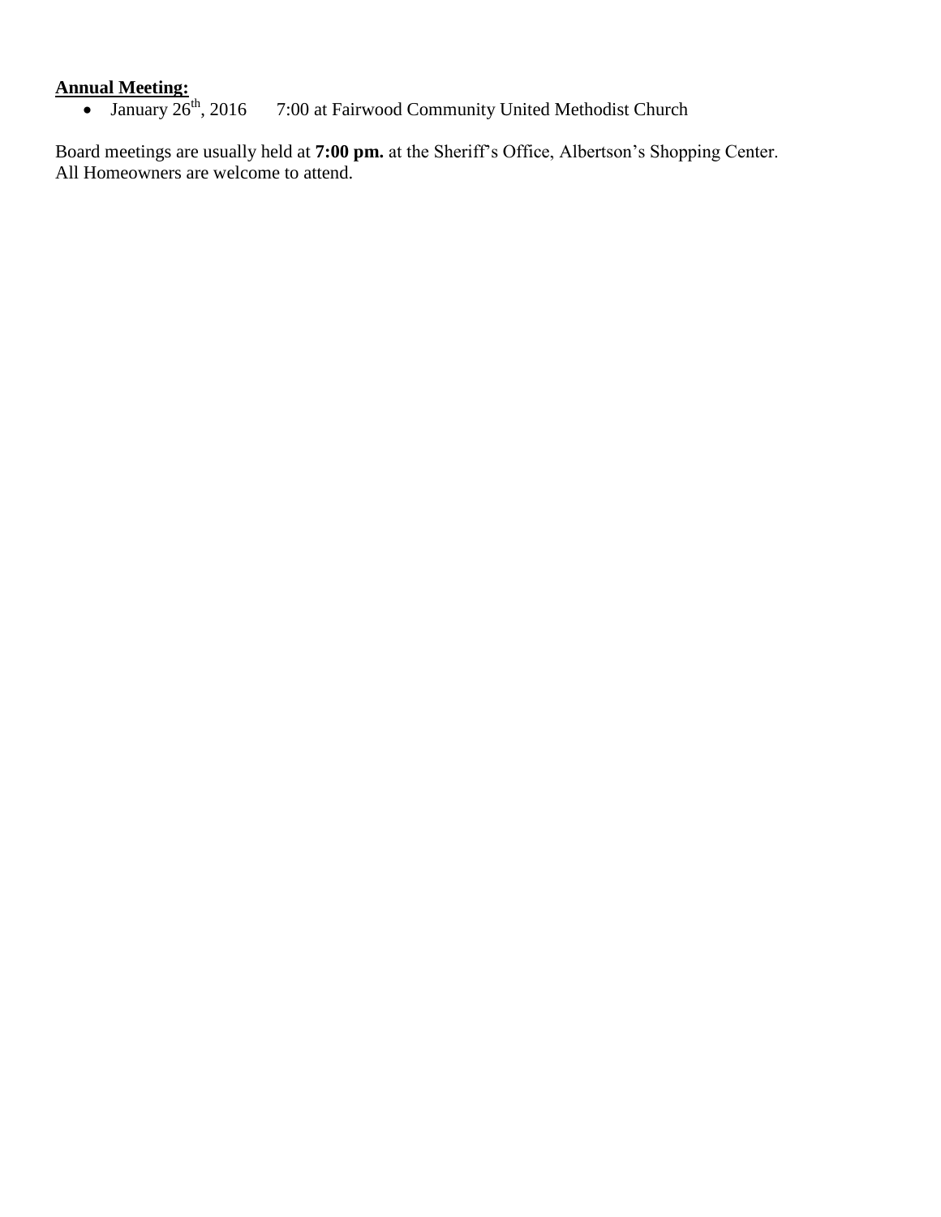**Annual Meeting:**

- January 26th, 2016 7:00 at Fairwood Community United Methodist Church

Board meetings are usually held at **7:00 pm.** at the Sheriff's Office, Albertson's Shopping Center.
All Homeowners are welcome to attend.